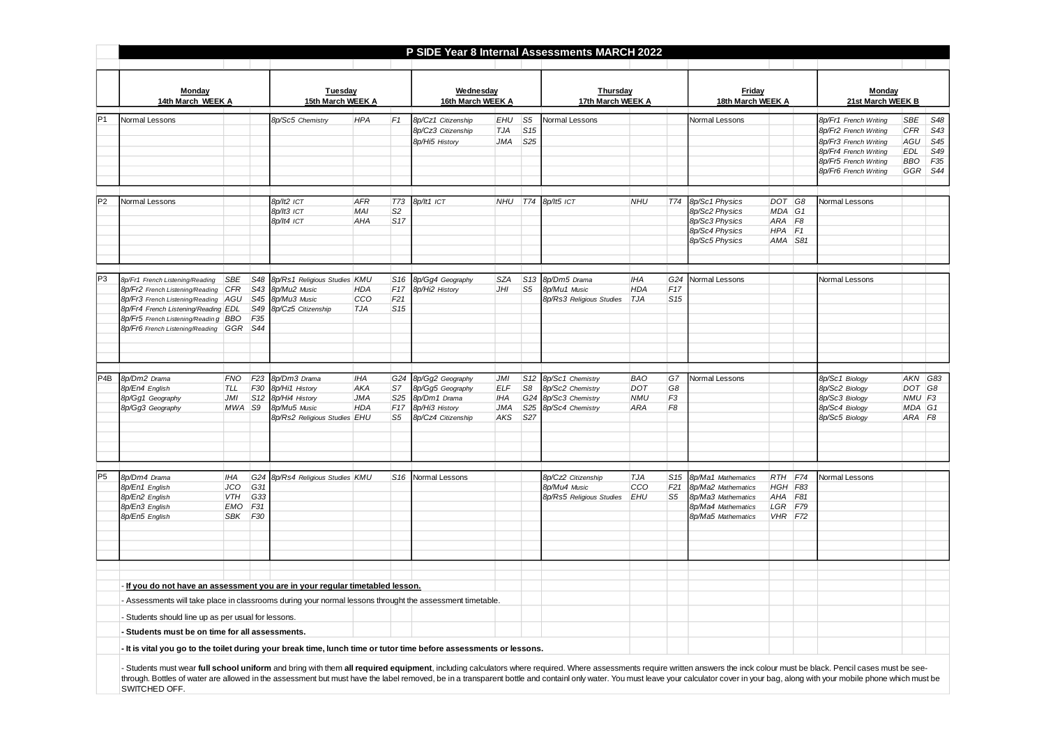# P SIDE Year 8 Internal Assessments MARCH 2022

| | Monday 14th March WEEK A | | | Tuesday 15th March WEEK A | | | Wednesday 16th March WEEK A | | | Thursday 17th March WEEK A | | | Friday 18th March WEEK A | | | Monday 21st March WEEK B | | |
|---|---|---|---|---|---|---|---|---|---|---|---|---|---|---|---|---|---|---|
| P1 | Normal Lessons | | | 8p/Sc5 Chemistry | HPA | F1 | 8p/Cz1 Citizenship | EHU | S5 | Normal Lessons | | | Normal Lessons | | | 8p/Fr1 French Writing | SBE | S48 |
| | | | | | | | 8p/Cz3 Citizenship | TJA | S15 | | | | | | | 8p/Fr2 French Writing | CFR | S43 |
| | | | | | | | 8p/Hi5 History | JMA | S25 | | | | | | | 8p/Fr3 French Writing | AGU | S45 |
| | | | | | | | | | | | | | | | | 8p/Fr4 French Writing | EDL | S49 |
| | | | | | | | | | | | | | | | | 8p/Fr5 French Writing | BBO | F35 |
| | | | | | | | | | | | | | | | | 8p/Fr6 French Writing | GGR | S44 |
| P2 | Normal Lessons | | | 8p/It2 ICT | AFR | T73 | 8p/It1 ICT | NHU | T74 | 8p/It5 ICT | NHU | T74 | 8p/Sc1 Physics | DOT | G8 | Normal Lessons | | |
| | | | | 8p/It3 ICT | MAI | S2 | | | | | | | 8p/Sc2 Physics | MDA | G1 | | | |
| | | | | 8p/It4 ICT | AHA | S17 | | | | | | | 8p/Sc3 Physics | ARA | F8 | | | |
| | | | | | | | | | | | | | 8p/Sc4 Physics | HPA | F1 | | | |
| | | | | | | | | | | | | | 8p/Sc5 Physics | AMA | S81 | | | |
| P3 | 8p/Fr1 French Listening/Reading | SBE | S48 | 8p/Rs1 Religious Studies | KMU | S16 | 8p/Gg4 Geography | SZA | S13 | 8p/Dm5 Drama | IHA | G24 | Normal Lessons | | | Normal Lessons | | |
| | 8p/Fr2 French Listening/Reading | CFR | S43 | 8p/Mu2 Music | HDA | F17 | 8p/Hi2 History | JHI | S5 | 8p/Mu1 Music | HDA | F17 | | | | | | |
| | 8p/Fr3 French Listening/Reading | AGU | S45 | 8p/Mu3 Music | CCO | F21 | | | | 8p/Rs3 Religious Studies | TJA | S15 | | | | | | |
| | 8p/Fr4 French Listening/Reading | EDL | S49 | 8p/Cz5 Citizenship | TJA | S15 | | | | | | | | | | | | |
| | 8p/Fr5 French Listening/Reading | BBO | F35 | | | | | | | | | | | | | | | |
| | 8p/Fr6 French Listening/Reading | GGR | S44 | | | | | | | | | | | | | | | |
| P4B | 8p/Dm2 Drama | FNO | F23 | 8p/Dm3 Drama | IHA | G24 | 8p/Gg2 Geography | JMI | S12 | 8p/Sc1 Chemistry | BAO | G7 | Normal Lessons | | | 8p/Sc1 Biology | AKN | G83 |
| | 8p/En4 English | TLL | F30 | 8p/Hi1 History | AKA | S7 | 8p/Gg5 Geography | ELF | S8 | 8p/Sc2 Chemistry | DOT | G8 | | | | 8p/Sc2 Biology | DOT | G8 |
| | 8p/Gg1 Geography | JMI | S12 | 8p/Hi4 History | JMA | S25 | 8p/Dm1 Drama | IHA | G24 | 8p/Sc3 Chemistry | NMU | F3 | | | | 8p/Sc3 Biology | NMU | F3 |
| | 8p/Gg3 Geography | MWA | S9 | 8p/Mu5 Music | HDA | F17 | 8p/Hi3 History | JMA | S25 | 8p/Sc4 Chemistry | ARA | F8 | | | | 8p/Sc4 Biology | MDA | G1 |
| | | | | 8p/Rs2 Religious Studies | EHU | S5 | 8p/Cz4 Citizenship | AKS | S27 | | | | | | | 8p/Sc5 Biology | ARA | F8 |
| P5 | 8p/Dm4 Drama | IHA | G24 | 8p/Rs4 Religious Studies | KMU | S16 | Normal Lessons | | | 8p/Cz2 Citizenship | TJA | S15 | 8p/Ma1 Mathematics | RTH | F74 | Normal Lessons | | |
| | 8p/En1 English | JCO | G31 | | | | | | | 8p/Mu4 Music | CCO | F21 | 8p/Ma2 Mathematics | HGH | F83 | | | |
| | 8p/En2 English | VTH | G33 | | | | | | | 8p/Rs5 Religious Studies | EHU | S5 | 8p/Ma3 Mathematics | AHA | F81 | | | |
| | 8p/En3 English | EMO | F31 | | | | | | | | | | 8p/Ma4 Mathematics | LGR | F79 | | | |
| | 8p/En5 English | SBK | F30 | | | | | | | | | | 8p/Ma5 Mathematics | VHR | F72 | | | |

- **If you do not have an assessment you are in your regular timetabled lesson.**
- Assessments will take place in classrooms during your normal lessons throught the assessment timetable.
- Students should line up as per usual for lessons.
- **Students must be on time for all assessments.**
- **It is vital you go to the toilet during your break time, lunch time or tutor time before assessments or lessons.**
- Students must wear **full school uniform** and bring with them **all required equipment**, including calculators where required. Where assessments require written answers the inck colour must be black. Pencil cases must be see-through. Bottles of water are allowed in the assessment but must have the label removed, be in a transparent bottle and containl only water. You must leave your calculator cover in your bag, along with your mobile phone which must be SWITCHED OFF.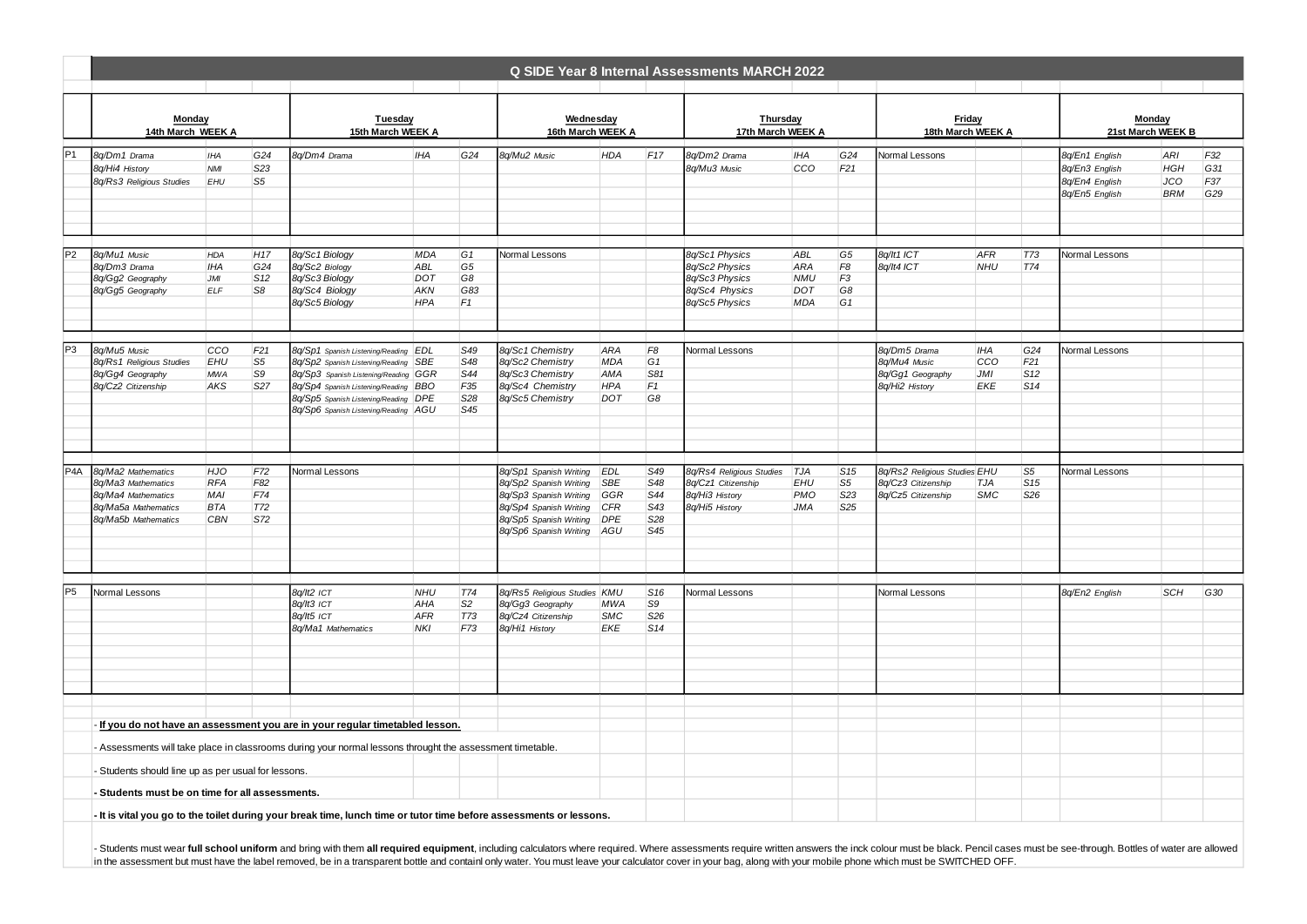# Q SIDE Year 8 Internal Assessments MARCH 2022

| | Monday 14th March WEEK A | | | Tuesday 15th March WEEK A | | | Wednesday 16th March WEEK A | | | Thursday 17th March WEEK A | | | Friday 18th March WEEK A | | | Monday 21st March WEEK B | | |
|---|---|---|---|---|---|---|---|---|---|---|---|---|---|---|---|---|---|---|
| P1 | 8q/Dm1 Drama | IHA | G24 | 8q/Dm4 Drama | IHA | G24 | 8q/Mu2 Music | HDA | F17 | 8q/Dm2 Drama | IHA | G24 | Normal Lessons | | | 8q/En1 English | ARI | F32 |
| | 8q/Hi4 History | NMI | S23 | | | | | | | 8q/Mu3 Music | CCO | F21 | | | | 8q/En3 English | HGH | G31 |
| | 8q/Rs3 Religious Studies | EHU | S5 | | | | | | | | | | | | | 8q/En4 English | JCO | F37 |
| | | | | | | | | | | | | | | | | 8q/En5 English | BRM | G29 |
| P2 | 8q/Mu1 Music | HDA | H17 | 8q/Sc1 Biology | MDA | G1 | Normal Lessons | | | 8q/Sc1 Physics | ABL | G5 | 8q/It1 ICT | AFR | T73 | Normal Lessons | | |
| | 8q/Dm3 Drama | IHA | G24 | 8q/Sc2 Biology | ABL | G5 | | | | 8q/Sc2 Physics | ARA | F8 | 8q/It4 ICT | NHU | T74 | | | |
| | 8q/Gg2 Geography | JMI | S12 | 8q/Sc3 Biology | DOT | G8 | | | | 8q/Sc3 Physics | NMU | F3 | | | | | | |
| | 8q/Gg5 Geography | ELF | S8 | 8q/Sc4 Biology | AKN | G83 | | | | 8q/Sc4 Physics | DOT | G8 | | | | | | |
| | | | | 8q/Sc5 Biology | HPA | F1 | | | | 8q/Sc5 Physics | MDA | G1 | | | | | | |
| P3 | 8q/Mu5 Music | CCO | F21 | 8q/Sp1 Spanish Listening/Reading | EDL | S49 | 8q/Sc1 Chemistry | ARA | F8 | Normal Lessons | | | 8q/Dm5 Drama | IHA | G24 | Normal Lessons | | |
| | 8q/Rs1 Religious Studies | EHU | S5 | 8q/Sp2 Spanish Listening/Reading | SBE | S48 | 8q/Sc2 Chemistry | MDA | G1 | | | | 8q/Mu4 Music | CCO | F21 | | | |
| | 8q/Gg4 Geography | MWA | S9 | 8q/Sp3 Spanish Listening/Reading | GGR | S44 | 8q/Sc3 Chemistry | AMA | S81 | | | | 8q/Gg1 Geography | JMI | S12 | | | |
| | 8q/Cz2 Citizenship | AKS | S27 | 8q/Sp4 Spanish Listening/Reading | BBO | F35 | 8q/Sc4 Chemistry | HPA | F1 | | | | 8q/Hi2 History | EKE | S14 | | | |
| | | | | 8q/Sp5 Spanish Listening/Reading | DPE | S28 | 8q/Sc5 Chemistry | DOT | G8 | | | | | | | | | |
| | | | | 8q/Sp6 Spanish Listening/Reading | AGU | S45 | | | | | | | | | | | | |
| P4A | 8q/Ma2 Mathematics | HJO | F72 | Normal Lessons | | | 8q/Sp1 Spanish Writing | EDL | S49 | 8q/Rs4 Religious Studies | TJA | S15 | 8q/Rs2 Religious Studies | EHU | S5 | Normal Lessons | | |
| | 8q/Ma3 Mathematics | RFA | F82 | | | | 8q/Sp2 Spanish Writing | SBE | S48 | 8q/Cz1 Citizenship | EHU | S5 | 8q/Cz3 Citizenship | TJA | S15 | | | |
| | 8q/Ma4 Mathematics | MAI | F74 | | | | 8q/Sp3 Spanish Writing | GGR | S44 | 8q/Hi3 History | PMO | S23 | 8q/Cz5 Citizenship | SMC | S26 | | | |
| | 8q/Ma5a Mathematics | BTA | T72 | | | | 8q/Sp4 Spanish Writing | CFR | S43 | 8q/Hi5 History | JMA | S25 | | | | | | |
| | 8q/Ma5b Mathematics | CBN | S72 | | | | 8q/Sp5 Spanish Writing | DPE | S28 | | | | | | | | | |
| | | | | | | | 8q/Sp6 Spanish Writing | AGU | S45 | | | | | | | | | |
| P5 | Normal Lessons | | | 8q/It2 ICT | NHU | T74 | 8q/Rs5 Religious Studies | KMU | S16 | Normal Lessons | | | Normal Lessons | | | 8q/En2 English | SCH | G30 |
| | | | | 8q/It3 ICT | AHA | S2 | 8q/Gg3 Geography | MWA | S9 | | | | | | | | | |
| | | | | 8q/It5 ICT | AFR | T73 | 8q/Cz4 Citizenship | SMC | S26 | | | | | | | | | |
| | | | | 8q/Ma1 Mathematics | NKI | F73 | 8q/Hi1 History | EKE | S14 | | | | | | | | | |

- **If you do not have an assessment you are in your regular timetabled lesson.**

- Assessments will take place in classrooms during your normal lessons throught the assessment timetable.

- Students should line up as per usual for lessons.

- **Students must be on time for all assessments.**

- **It is vital you go to the toilet during your break time, lunch time or tutor time before assessments or lessons.**

- Students must wear **full school uniform** and bring with them **all required equipment**, including calculators where required. Where assessments require written answers the inck colour must be black. Pencil cases must be see-through. Bottles of water are allowed in the assessment but must have the label removed, be in a transparent bottle and containl only water. You must leave your calculator cover in your bag, along with your mobile phone which must be SWITCHED OFF.